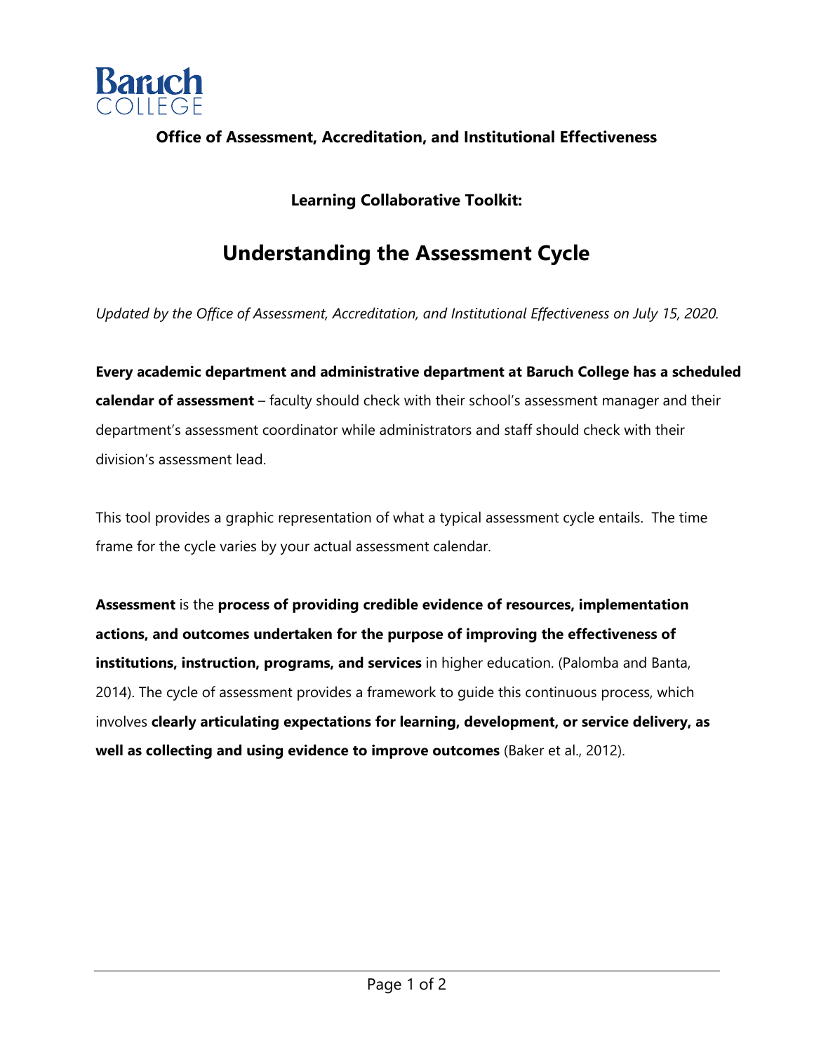Baruch COLLEGE

**Office of Assessment, Accreditation, and Institutional Effectiveness**

**Learning Collaborative Toolkit:**

# Understanding the Assessment Cycle

*Updated by the Office of Assessment, Accreditation, and Institutional Effectiveness on July 15, 2020.*

**Every academic department and administrative department at Baruch College has a scheduled calendar of assessment** – faculty should check with their school's assessment manager and their department's assessment coordinator while administrators and staff should check with their division's assessment lead.

This tool provides a graphic representation of what a typical assessment cycle entails. The time frame for the cycle varies by your actual assessment calendar.

**Assessment** is the **process of providing credible evidence of resources, implementation actions, and outcomes undertaken for the purpose of improving the effectiveness of institutions, instruction, programs, and services** in higher education. (Palomba and Banta, 2014). The cycle of assessment provides a framework to guide this continuous process, which involves **clearly articulating expectations for learning, development, or service delivery, as well as collecting and using evidence to improve outcomes** (Baker et al., 2012).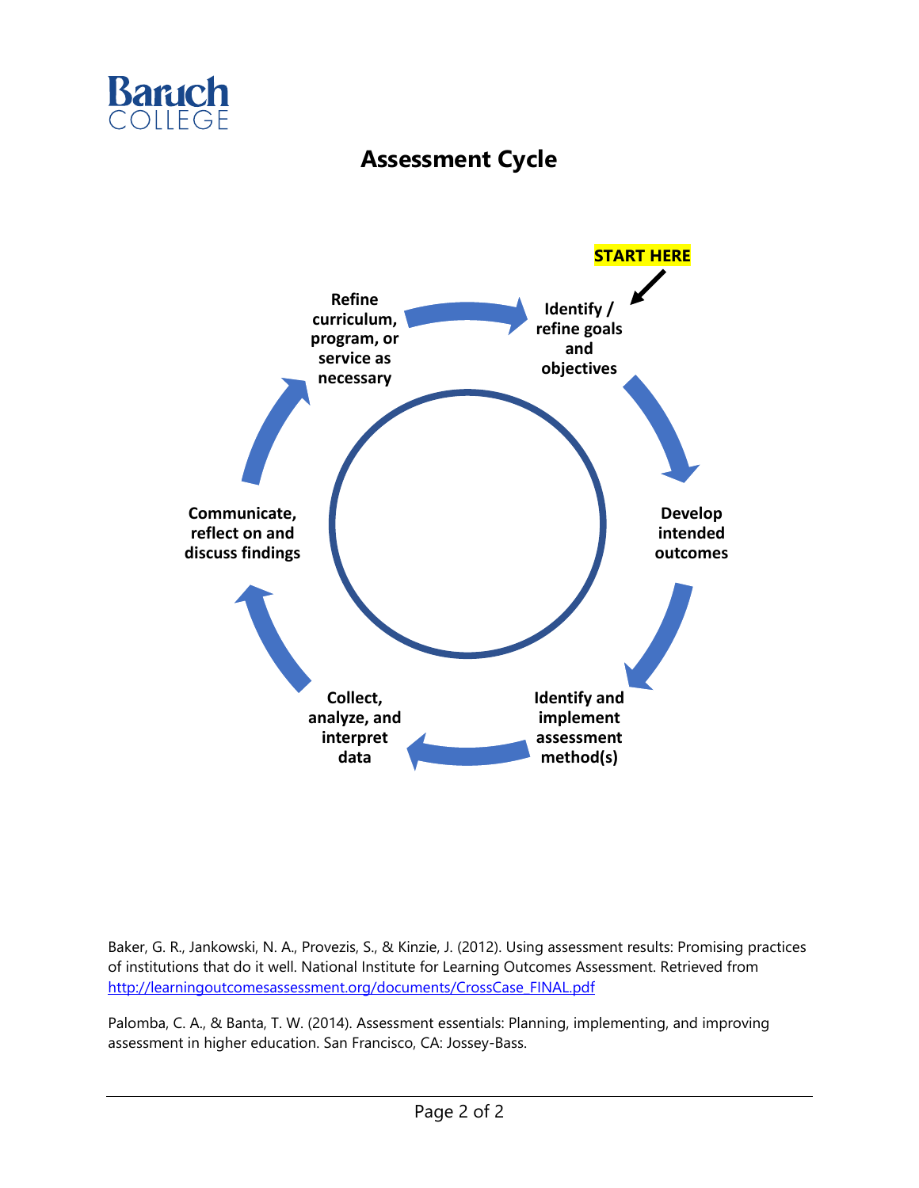# Assessment Cycle

START HERE

Identify / refine goals and objectives

Develop intended outcomes

Identify and implement assessment method(s)

Collect, analyze, and interpret data

Communicate, reflect on and discuss findings

Refine curriculum, program, or service as necessary

Baker, G. R., Jankowski, N. A., Provezis, S., & Kinzie, J. (2012). Using assessment results: Promising practices of institutions that do it well. National Institute for Learning Outcomes Assessment. Retrieved from http://learningoutcomesassessment.org/documents/CrossCase_FINAL.pdf

Palomba, C. A., & Banta, T. W. (2014). Assessment essentials: Planning, implementing, and improving assessment in higher education. San Francisco, CA: Jossey-Bass.